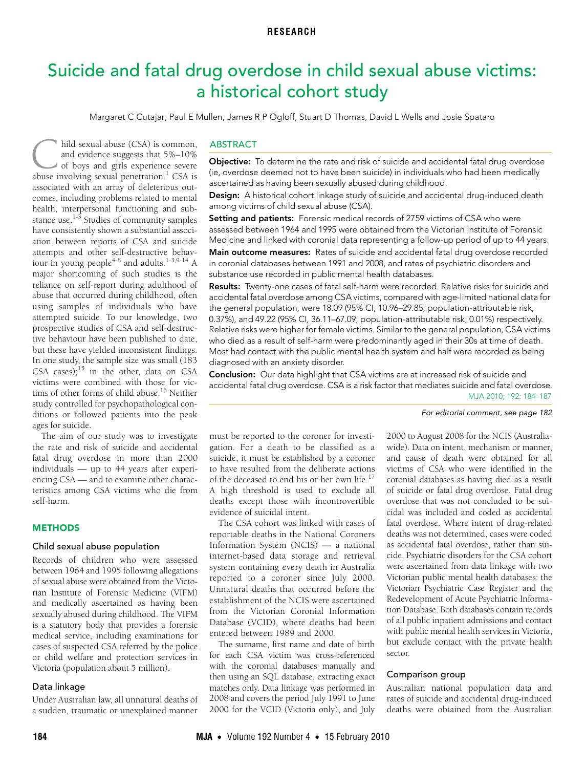# Suicide and fatal drug overdose in child sexual abuse victims: a historical cohort study

Margaret C Cutajar, Paul E Mullen, James R P Ogloff, Stuart D Thomas, David L Wells and Josie Spataro

## ABSTRACT

**Objective:** To determine the rate and risk of suicide and accidental fatal drug overdose (ie, overdose deemed not to have been suicide) in individuals who had been medically ascertained as having been sexually abused during childhood.

**Design:** A historical cohort linkage study of suicide and accidental drug-induced death among victims of child sexual abuse (CSA).

**Setting and patients:** Forensic medical records of 2759 victims of CSA who were assessed between 1964 and 1995 were obtained from the Victorian Institute of Forensic Medicine and linked with coronial data representing a follow-up period of up to 44 years.

**Main outcome measures:** Rates of suicide and accidental fatal drug overdose recorded in coronial databases between 1991 and 2008, and rates of psychiatric disorders and substance use recorded in public mental health databases.

**Results:** Twenty-one cases of fatal self-harm were recorded. Relative risks for suicide and accidental fatal overdose among CSA victims, compared with age-limited national data for the general population, were 18.09 (95% CI, 10.96–29.85; population-attributable risk, 0.37%), and 49.22 (95% CI, 36.11–67.09; population-attributable risk, 0.01%) respectively. Relative risks were higher for female victims. Similar to the general population, CSA victims who died as a result of self-harm were predominantly aged in their 30s at time of death. Most had contact with the public mental health system and half were recorded as being diagnosed with an anxiety disorder.

**Conclusion:** Our data highlight that CSA victims are at increased risk of suicide and accidental fatal drug overdose. CSA is a risk factor that mediates suicide and fatal overdose.

MJA 2010; 192: 184–187

*For editorial comment, see page 182*

Child sexual abuse (CSA) is common, and evidence suggests that 5%–10% of boys and girls experience severe abuse involving sexual penetration.[1] CSA is associated with an array of deleterious outcomes, including problems related to mental health, interpersonal functioning and substance use.[1-3] Studies of community samples have consistently shown a substantial association between reports of CSA and suicide attempts and other self-destructive behaviour in young people[4-8] and adults.[1-3,9-14] A major shortcoming of such studies is the reliance on self-report during adulthood of abuse that occurred during childhood, often using samples of individuals who have attempted suicide. To our knowledge, two prospective studies of CSA and self-destructive behaviour have been published to date, but these have yielded inconsistent findings. In one study, the sample size was small (183 CSA cases);[15] in the other, data on CSA victims were combined with those for victims of other forms of child abuse.[16] Neither study controlled for psychopathological conditions or followed patients into the peak ages for suicide.

The aim of our study was to investigate the rate and risk of suicide and accidental fatal drug overdose in more than 2000 individuals — up to 44 years after experiencing CSA — and to examine other characteristics among CSA victims who die from self-harm.

## METHODS

### Child sexual abuse population

Records of children who were assessed between 1964 and 1995 following allegations of sexual abuse were obtained from the Victorian Institute of Forensic Medicine (VIFM) and medically ascertained as having been sexually abused during childhood. The VIFM is a statutory body that provides a forensic medical service, including examinations for cases of suspected CSA referred by the police or child welfare and protection services in Victoria (population about 5 million).

### Data linkage

Under Australian law, all unnatural deaths of a sudden, traumatic or unexplained manner must be reported to the coroner for investigation. For a death to be classified as a suicide, it must be established by a coroner to have resulted from the deliberate actions of the deceased to end his or her own life.[17] A high threshold is used to exclude all deaths except those with incontrovertible evidence of suicidal intent.

The CSA cohort was linked with cases of reportable deaths in the National Coroners Information System (NCIS) — a national internet-based data storage and retrieval system containing every death in Australia reported to a coroner since July 2000. Unnatural deaths that occurred before the establishment of the NCIS were ascertained from the Victorian Coronial Information Database (VCID), where deaths had been entered between 1989 and 2000.

The surname, first name and date of birth for each CSA victim was cross-referenced with the coronial databases manually and then using an SQL database, extracting exact matches only. Data linkage was performed in 2008 and covers the period July 1991 to June 2000 for the VCID (Victoria only), and July 2000 to August 2008 for the NCIS (Australia-wide). Data on intent, mechanism or manner, and cause of death were obtained for all victims of CSA who were identified in the coronial databases as having died as a result of suicide or fatal drug overdose. Fatal drug overdose that was not concluded to be suicidal was included and coded as accidental fatal overdose. Where intent of drug-related deaths was not determined, cases were coded as accidental fatal overdose, rather than suicide. Psychiatric disorders for the CSA cohort were ascertained from data linkage with two Victorian public mental health databases: the Victorian Psychiatric Case Register and the Redevelopment of Acute Psychiatric Information Database. Both databases contain records of all public inpatient admissions and contact with public mental health services in Victoria, but exclude contact with the private health sector.

### Comparison group

Australian national population data and rates of suicide and accidental drug-induced deaths were obtained from the Australian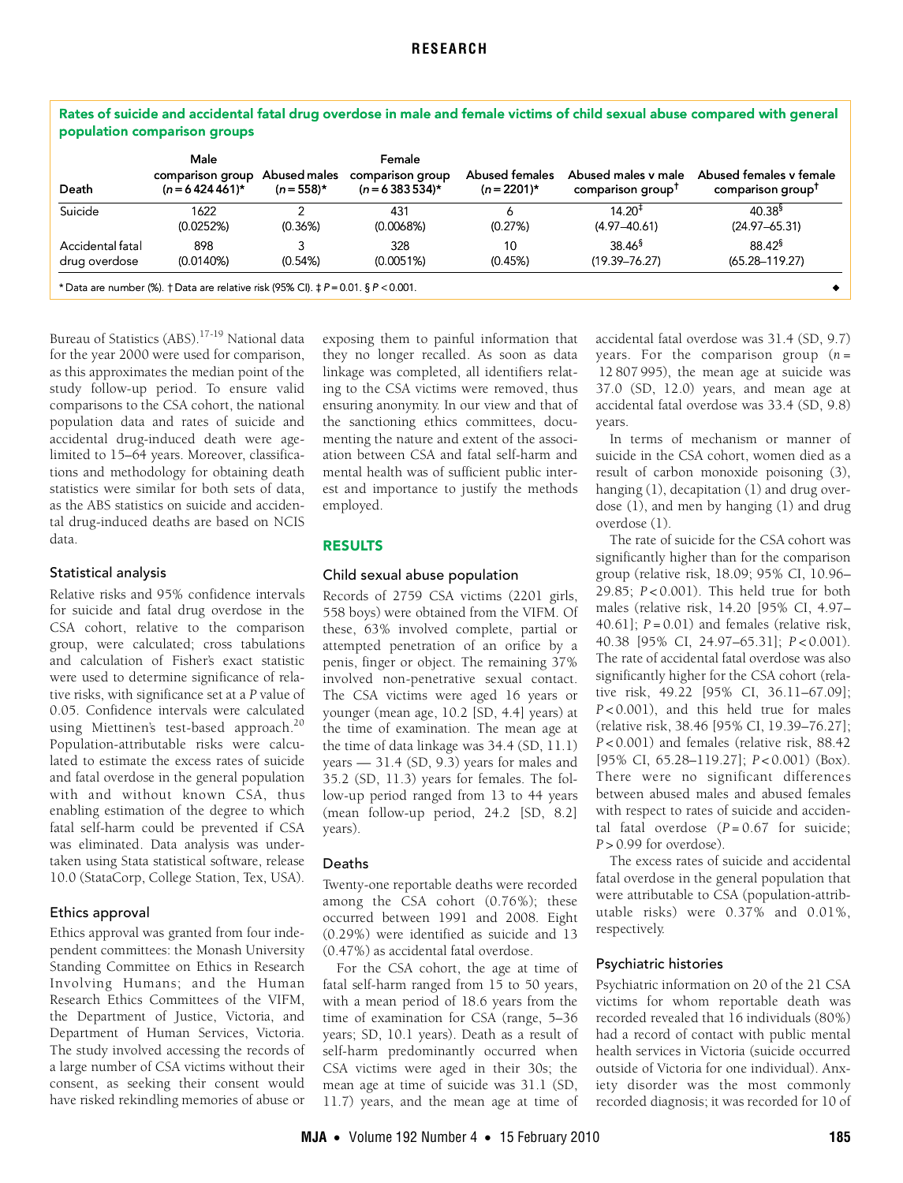**Rates of suicide and accidental fatal drug overdose in male and female victims of child sexual abuse compared with general population comparison groups**

| Death | Male comparison group ($n$ = 6 424 461)* | Abused males ($n$ = 558)* | Female comparison group ($n$ = 6 383 534)* | Abused females ($n$ = 2201)* | Abused males v male comparison group† | Abused females v female comparison group† |
|---|---|---|---|---|---|---|
| Suicide | 1622 (0.0252%) | 2 (0.36%) | 431 (0.0068%) | 6 (0.27%) | 14.20‡ (4.97–40.61) | 40.38§ (24.97–65.31) |
| Accidental fatal drug overdose | 898 (0.0140%) | 3 (0.54%) | 328 (0.0051%) | 10 (0.45%) | 38.46§ (19.39–76.27) | 88.42§ (65.28–119.27) |

\* Data are number (%). † Data are relative risk (95% CI). ‡ $P$ = 0.01. § $P$ < 0.001.

Bureau of Statistics (ABS).[17-19] National data for the year 2000 were used for comparison, as this approximates the median point of the study follow-up period. To ensure valid comparisons to the CSA cohort, the national population data and rates of suicide and accidental drug-induced death were age-limited to 15–64 years. Moreover, classifications and methodology for obtaining death statistics were similar for both sets of data, as the ABS statistics on suicide and accidental drug-induced deaths are based on NCIS data.

### Statistical analysis

Relative risks and 95% confidence intervals for suicide and fatal drug overdose in the CSA cohort, relative to the comparison group, were calculated; cross tabulations and calculation of Fisher's exact statistic were used to determine significance of relative risks, with significance set at a $P$ value of 0.05. Confidence intervals were calculated using Miettinen's test-based approach.[20] Population-attributable risks were calculated to estimate the excess rates of suicide and fatal overdose in the general population with and without known CSA, thus enabling estimation of the degree to which fatal self-harm could be prevented if CSA was eliminated. Data analysis was undertaken using Stata statistical software, release 10.0 (StataCorp, College Station, Tex, USA).

### Ethics approval

Ethics approval was granted from four independent committees: the Monash University Standing Committee on Ethics in Research Involving Humans; and the Human Research Ethics Committees of the VIFM, the Department of Justice, Victoria, and Department of Human Services, Victoria. The study involved accessing the records of a large number of CSA victims without their consent, as seeking their consent would have risked rekindling memories of abuse or exposing them to painful information that they no longer recalled. As soon as data linkage was completed, all identifiers relating to the CSA victims were removed, thus ensuring anonymity. In our view and that of the sanctioning ethics committees, documenting the nature and extent of the association between CSA and fatal self-harm and mental health was of sufficient public interest and importance to justify the methods employed.

## RESULTS

### Child sexual abuse population

Records of 2759 CSA victims (2201 girls, 558 boys) were obtained from the VIFM. Of these, 63% involved complete, partial or attempted penetration of an orifice by a penis, finger or object. The remaining 37% involved non-penetrative sexual contact. The CSA victims were aged 16 years or younger (mean age, 10.2 [SD, 4.4] years) at the time of examination. The mean age at the time of data linkage was 34.4 (SD, 11.1) years — 31.4 (SD, 9.3) years for males and 35.2 (SD, 11.3) years for females. The follow-up period ranged from 13 to 44 years (mean follow-up period, 24.2 [SD, 8.2] years).

### Deaths

Twenty-one reportable deaths were recorded among the CSA cohort (0.76%); these occurred between 1991 and 2008. Eight (0.29%) were identified as suicide and 13 (0.47%) as accidental fatal overdose.

For the CSA cohort, the age at time of fatal self-harm ranged from 15 to 50 years, with a mean period of 18.6 years from the time of examination for CSA (range, 5–36 years; SD, 10.1 years). Death as a result of self-harm predominantly occurred when CSA victims were aged in their 30s; the mean age at time of suicide was 31.1 (SD, 11.7) years, and the mean age at time of accidental fatal overdose was 31.4 (SD, 9.7) years. For the comparison group ($n$ = 12 807 995), the mean age at suicide was 37.0 (SD, 12.0) years, and mean age at accidental fatal overdose was 33.4 (SD, 9.8) years.

In terms of mechanism or manner of suicide in the CSA cohort, women died as a result of carbon monoxide poisoning (3), hanging (1), decapitation (1) and drug overdose (1), and men by hanging (1) and drug overdose (1).

The rate of suicide for the CSA cohort was significantly higher than for the comparison group (relative risk, 18.09; 95% CI, 10.96–29.85; $P$ < 0.001). This held true for both males (relative risk, 14.20 [95% CI, 4.97–40.61]; $P$ = 0.01) and females (relative risk, 40.38 [95% CI, 24.97–65.31]; $P$ < 0.001). The rate of accidental fatal overdose was also significantly higher for the CSA cohort (relative risk, 49.22 [95% CI, 36.11–67.09]; $P$ < 0.001), and this held true for males (relative risk, 38.46 [95% CI, 19.39–76.27]; $P$ < 0.001) and females (relative risk, 88.42 [95% CI, 65.28–119.27]; $P$ < 0.001) (Box). There were no significant differences between abused males and abused females with respect to rates of suicide and accidental fatal overdose ($P$ = 0.67 for suicide; $P$ > 0.99 for overdose).

The excess rates of suicide and accidental fatal overdose in the general population that were attributable to CSA (population-attributable risks) were 0.37% and 0.01%, respectively.

### Psychiatric histories

Psychiatric information on 20 of the 21 CSA victims for whom reportable death was recorded revealed that 16 individuals (80%) had a record of contact with public mental health services in Victoria (suicide occurred outside of Victoria for one individual). Anxiety disorder was the most commonly recorded diagnosis; it was recorded for 10 of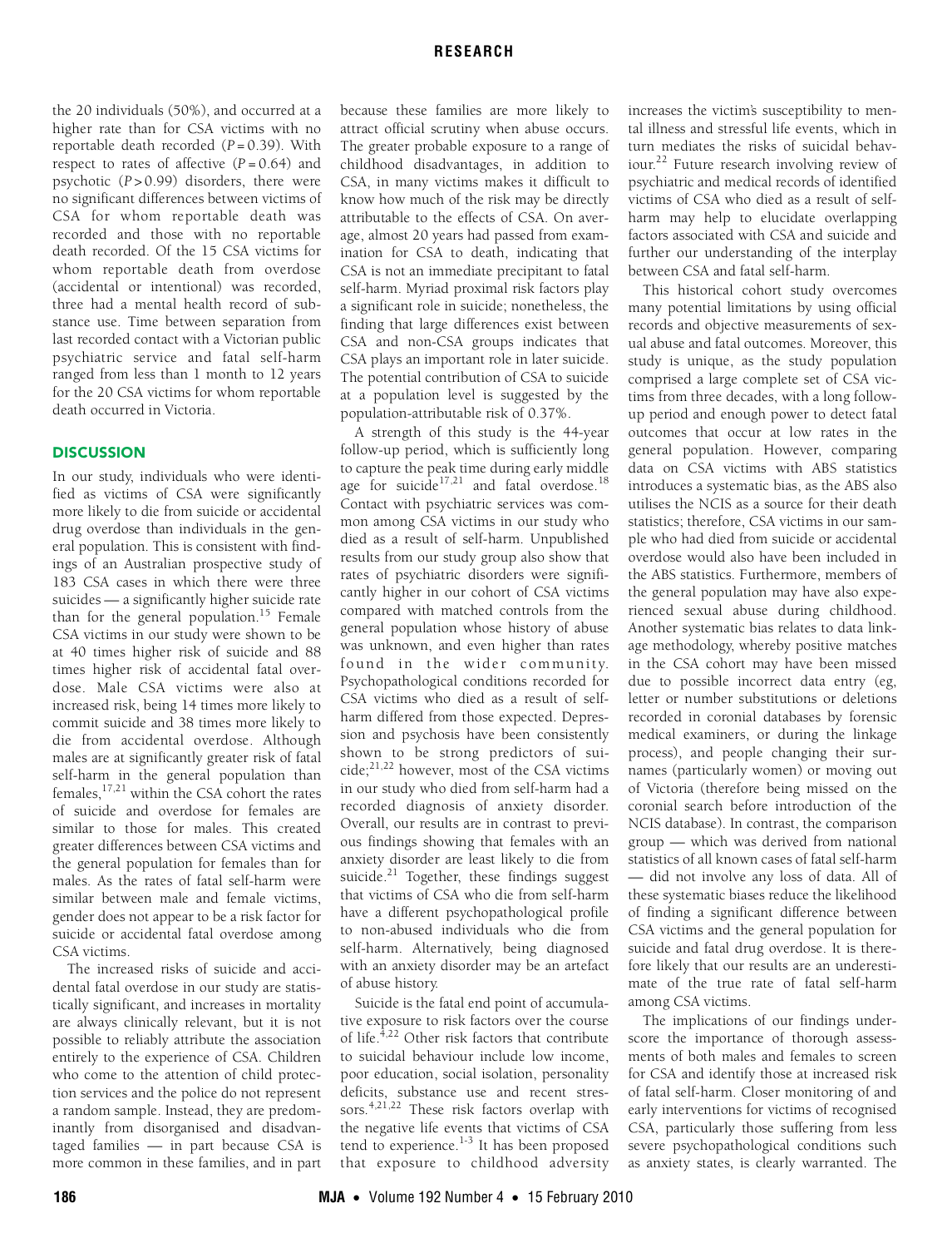the 20 individuals (50%), and occurred at a higher rate than for CSA victims with no reportable death recorded ($P = 0.39$). With respect to rates of affective ($P = 0.64$) and psychotic ($P > 0.99$) disorders, there were no significant differences between victims of CSA for whom reportable death was recorded and those with no reportable death recorded. Of the 15 CSA victims for whom reportable death from overdose (accidental or intentional) was recorded, three had a mental health record of substance use. Time between separation from last recorded contact with a Victorian public psychiatric service and fatal self-harm ranged from less than 1 month to 12 years for the 20 CSA victims for whom reportable death occurred in Victoria.

## DISCUSSION

In our study, individuals who were identified as victims of CSA were significantly more likely to die from suicide or accidental drug overdose than individuals in the general population. This is consistent with findings of an Australian prospective study of 183 CSA cases in which there were three suicides — a significantly higher suicide rate than for the general population.[15] Female CSA victims in our study were shown to be at 40 times higher risk of suicide and 88 times higher risk of accidental fatal overdose. Male CSA victims were also at increased risk, being 14 times more likely to commit suicide and 38 times more likely to die from accidental overdose. Although males are at significantly greater risk of fatal self-harm in the general population than females,[17,21] within the CSA cohort the rates of suicide and overdose for females are similar to those for males. This created greater differences between CSA victims and the general population for females than for males. As the rates of fatal self-harm were similar between male and female victims, gender does not appear to be a risk factor for suicide or accidental fatal overdose among CSA victims.

The increased risks of suicide and accidental fatal overdose in our study are statistically significant, and increases in mortality are always clinically relevant, but it is not possible to reliably attribute the association entirely to the experience of CSA. Children who come to the attention of child protection services and the police do not represent a random sample. Instead, they are predominantly from disorganised and disadvantaged families — in part because CSA is more common in these families, and in part because these families are more likely to attract official scrutiny when abuse occurs. The greater probable exposure to a range of childhood disadvantages, in addition to CSA, in many victims makes it difficult to know how much of the risk may be directly attributable to the effects of CSA. On average, almost 20 years had passed from examination for CSA to death, indicating that CSA is not an immediate precipitant to fatal self-harm. Myriad proximal risk factors play a significant role in suicide; nonetheless, the finding that large differences exist between CSA and non-CSA groups indicates that CSA plays an important role in later suicide. The potential contribution of CSA to suicide at a population level is suggested by the population-attributable risk of 0.37%.

A strength of this study is the 44-year follow-up period, which is sufficiently long to capture the peak time during early middle age for suicide[17,21] and fatal overdose.[18] Contact with psychiatric services was common among CSA victims in our study who died as a result of self-harm. Unpublished results from our study group also show that rates of psychiatric disorders were significantly higher in our cohort of CSA victims compared with matched controls from the general population whose history of abuse was unknown, and even higher than rates found in the wider community. Psychopathological conditions recorded for CSA victims who died as a result of self-harm differed from those expected. Depression and psychosis have been consistently shown to be strong predictors of suicide;[21,22] however, most of the CSA victims in our study who died from self-harm had a recorded diagnosis of anxiety disorder. Overall, our results are in contrast to previous findings showing that females with an anxiety disorder are least likely to die from suicide.[21] Together, these findings suggest that victims of CSA who die from self-harm have a different psychopathological profile to non-abused individuals who die from self-harm. Alternatively, being diagnosed with an anxiety disorder may be an artefact of abuse history.

Suicide is the fatal end point of accumulative exposure to risk factors over the course of life.[4,22] Other risk factors that contribute to suicidal behaviour include low income, poor education, social isolation, personality deficits, substance use and recent stressors.[4,21,22] These risk factors overlap with the negative life events that victims of CSA tend to experience.[1-3] It has been proposed that exposure to childhood adversity increases the victim's susceptibility to mental illness and stressful life events, which in turn mediates the risks of suicidal behaviour.[22] Future research involving review of psychiatric and medical records of identified victims of CSA who died as a result of self-harm may help to elucidate overlapping factors associated with CSA and suicide and further our understanding of the interplay between CSA and fatal self-harm.

This historical cohort study overcomes many potential limitations by using official records and objective measurements of sexual abuse and fatal outcomes. Moreover, this study is unique, as the study population comprised a large complete set of CSA victims from three decades, with a long follow-up period and enough power to detect fatal outcomes that occur at low rates in the general population. However, comparing data on CSA victims with ABS statistics introduces a systematic bias, as the ABS also utilises the NCIS as a source for their death statistics; therefore, CSA victims in our sample who had died from suicide or accidental overdose would also have been included in the ABS statistics. Furthermore, members of the general population may have also experienced sexual abuse during childhood. Another systematic bias relates to data linkage methodology, whereby positive matches in the CSA cohort may have been missed due to possible incorrect data entry (eg, letter or number substitutions or deletions recorded in coronial databases by forensic medical examiners, or during the linkage process), and people changing their surnames (particularly women) or moving out of Victoria (therefore being missed on the coronial search before introduction of the NCIS database). In contrast, the comparison group — which was derived from national statistics of all known cases of fatal self-harm — did not involve any loss of data. All of these systematic biases reduce the likelihood of finding a significant difference between CSA victims and the general population for suicide and fatal drug overdose. It is therefore likely that our results are an underestimate of the true rate of fatal self-harm among CSA victims.

The implications of our findings underscore the importance of thorough assessments of both males and females to screen for CSA and identify those at increased risk of fatal self-harm. Closer monitoring of and early interventions for victims of recognised CSA, particularly those suffering from less severe psychopathological conditions such as anxiety states, is clearly warranted. The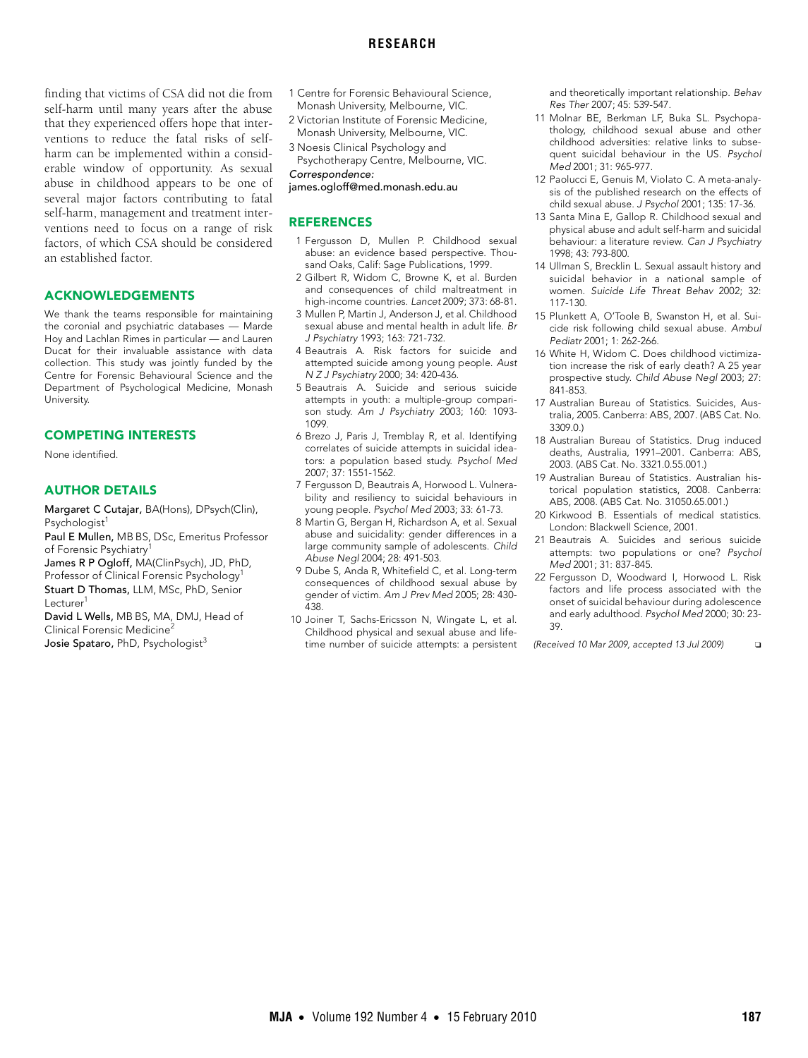finding that victims of CSA did not die from self-harm until many years after the abuse that they experienced offers hope that interventions to reduce the fatal risks of self-harm can be implemented within a considerable window of opportunity. As sexual abuse in childhood appears to be one of several major factors contributing to fatal self-harm, management and treatment interventions need to focus on a range of risk factors, of which CSA should be considered an established factor.

## ACKNOWLEDGEMENTS

We thank the teams responsible for maintaining the coronial and psychiatric databases — Marde Hoy and Lachlan Rimes in particular — and Lauren Ducat for their invaluable assistance with data collection. This study was jointly funded by the Centre for Forensic Behavioural Science and the Department of Psychological Medicine, Monash University.

## COMPETING INTERESTS

None identified.

## AUTHOR DETAILS

**Margaret C Cutajar,** BA(Hons), DPsych(Clin), Psychologist[1]
**Paul E Mullen,** MB BS, DSc, Emeritus Professor of Forensic Psychiatry[1]
**James R P Ogloff,** MA(ClinPsych), JD, PhD, Professor of Clinical Forensic Psychology[1]
**Stuart D Thomas,** LLM, MSc, PhD, Senior Lecturer[1]
**David L Wells,** MB BS, MA, DMJ, Head of Clinical Forensic Medicine[2]
**Josie Spataro,** PhD, Psychologist[3]

1 Centre for Forensic Behavioural Science, Monash University, Melbourne, VIC.
2 Victorian Institute of Forensic Medicine, Monash University, Melbourne, VIC.
3 Noesis Clinical Psychology and Psychotherapy Centre, Melbourne, VIC.

*Correspondence:*
james.ogloff@med.monash.edu.au

## REFERENCES

1 Fergusson D, Mullen P. Childhood sexual abuse: an evidence based perspective. Thousand Oaks, Calif: Sage Publications, 1999.
2 Gilbert R, Widom C, Browne K, et al. Burden and consequences of child maltreatment in high-income countries. *Lancet* 2009; 373: 68-81.
3 Mullen P, Martin J, Anderson J, et al. Childhood sexual abuse and mental health in adult life. *Br J Psychiatry* 1993; 163: 721-732.
4 Beautrais A. Risk factors for suicide and attempted suicide among young people. *Aust N Z J Psychiatry* 2000; 34: 420-436.
5 Beautrais A. Suicide and serious suicide attempts in youth: a multiple-group comparison study. *Am J Psychiatry* 2003; 160: 1093-1099.
6 Brezo J, Paris J, Tremblay R, et al. Identifying correlates of suicide attempts in suicidal ideators: a population based study. *Psychol Med* 2007; 37: 1551-1562.
7 Fergusson D, Beautrais A, Horwood L. Vulnerability and resiliency to suicidal behaviours in young people. *Psychol Med* 2003; 33: 61-73.
8 Martin G, Bergan H, Richardson A, et al. Sexual abuse and suicidality: gender differences in a large community sample of adolescents. *Child Abuse Negl* 2004; 28: 491-503.
9 Dube S, Anda R, Whitefield C, et al. Long-term consequences of childhood sexual abuse by gender of victim. *Am J Prev Med* 2005; 28: 430-438.
10 Joiner T, Sachs-Ericsson N, Wingate L, et al. Childhood physical and sexual abuse and lifetime number of suicide attempts: a persistent and theoretically important relationship. *Behav Res Ther* 2007; 45: 539-547.
11 Molnar BE, Berkman LF, Buka SL. Psychopathology, childhood sexual abuse and other childhood adversities: relative links to subsequent suicidal behaviour in the US. *Psychol Med* 2001; 31: 965-977.
12 Paolucci E, Genuis M, Violato C. A meta-analysis of the published research on the effects of child sexual abuse. *J Psychol* 2001; 135: 17-36.
13 Santa Mina E, Gallop R. Childhood sexual and physical abuse and adult self-harm and suicidal behaviour: a literature review. *Can J Psychiatry* 1998; 43: 793-800.
14 Ullman S, Brecklin L. Sexual assault history and suicidal behavior in a national sample of women. *Suicide Life Threat Behav* 2002; 32: 117-130.
15 Plunkett A, O'Toole B, Swanston H, et al. Suicide risk following child sexual abuse. *Ambul Pediatr* 2001; 1: 262-266.
16 White H, Widom C. Does childhood victimization increase the risk of early death? A 25 year prospective study. *Child Abuse Negl* 2003; 27: 841-853.
17 Australian Bureau of Statistics. Suicides, Australia, 2005. Canberra: ABS, 2007. (ABS Cat. No. 3309.0.)
18 Australian Bureau of Statistics. Drug induced deaths, Australia, 1991–2001. Canberra: ABS, 2003. (ABS Cat. No. 3321.0.55.001.)
19 Australian Bureau of Statistics. Australian historical population statistics, 2008. Canberra: ABS, 2008. (ABS Cat. No. 31050.65.001.)
20 Kirkwood B. Essentials of medical statistics. London: Blackwell Science, 2001.
21 Beautrais A. Suicides and serious suicide attempts: two populations or one? *Psychol Med* 2001; 31: 837-845.
22 Fergusson D, Woodward I, Horwood L. Risk factors and life process associated with the onset of suicidal behaviour during adolescence and early adulthood. *Psychol Med* 2000; 30: 23-39.

*(Received 10 Mar 2009, accepted 13 Jul 2009)*